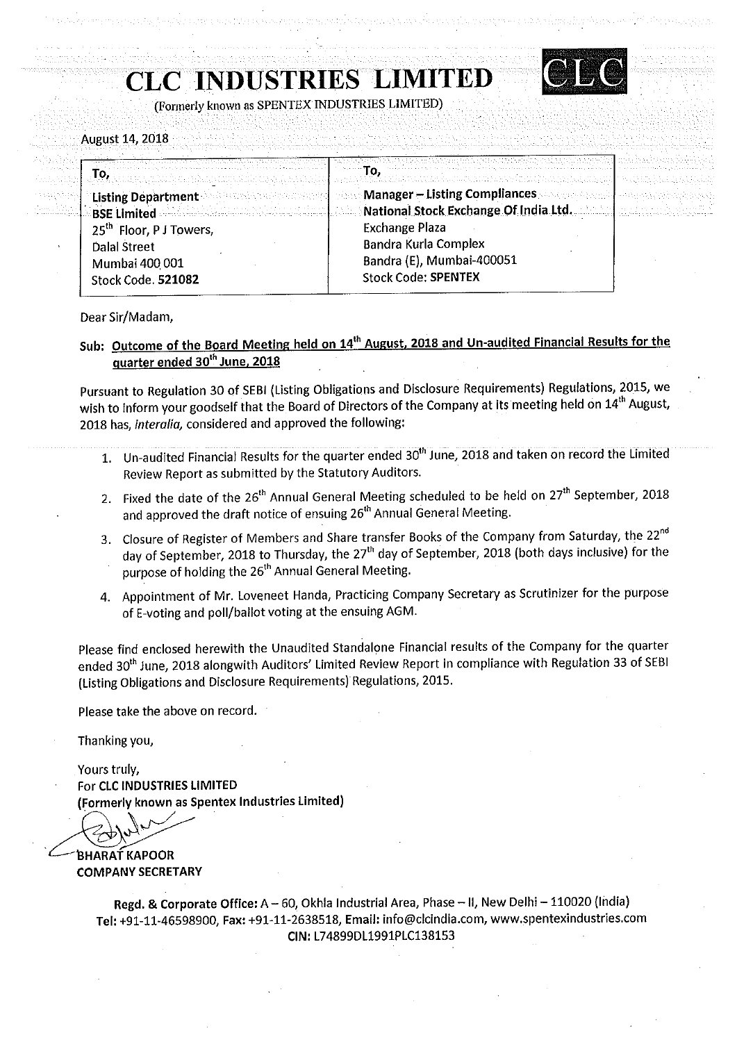# CLC INDUSTRIES LIMITED

(Formerly known as SPENTEX INDUSTRIES LIMITED)

August 14, 2018

| To, | To, |
|---|---|
| **Listing Department** | **Manager – Listing Compliances** |
| **BSE Limited** | **National Stock Exchange Of India Ltd.** |
| 25th Floor, P J Towers, | Exchange Plaza |
| Dalal Street | Bandra Kurla Complex |
| Mumbai 400 001 | Bandra (E), Mumbai-400051 |
| Stock Code. **521082** | Stock Code: **SPENTEX** |

Dear Sir/Madam,

**Sub: Outcome of the Board Meeting held on 14th August, 2018 and Un-audited Financial Results for the quarter ended 30th June, 2018**

Pursuant to Regulation 30 of SEBI (Listing Obligations and Disclosure Requirements) Regulations, 2015, we wish to inform your goodself that the Board of Directors of the Company at its meeting held on 14th August, 2018 has, *interalia*, considered and approved the following:

1. Un-audited Financial Results for the quarter ended 30th June, 2018 and taken on record the Limited Review Report as submitted by the Statutory Auditors.
2. Fixed the date of the 26th Annual General Meeting scheduled to be held on 27th September, 2018 and approved the draft notice of ensuing 26th Annual General Meeting.
3. Closure of Register of Members and Share transfer Books of the Company from Saturday, the 22nd day of September, 2018 to Thursday, the 27th day of September, 2018 (both days inclusive) for the purpose of holding the 26th Annual General Meeting.
4. Appointment of Mr. Loveneet Handa, Practicing Company Secretary as Scrutinizer for the purpose of E-voting and poll/ballot voting at the ensuing AGM.

Please find enclosed herewith the Unaudited Standalone Financial results of the Company for the quarter ended 30th June, 2018 alongwith Auditors' Limited Review Report in compliance with Regulation 33 of SEBI (Listing Obligations and Disclosure Requirements) Regulations, 2015.

Please take the above on record.

Thanking you,

Yours truly,
**For CLC INDUSTRIES LIMITED**
**(Formerly known as Spentex Industries Limited)**

**BHARAT KAPOOR**
**COMPANY SECRETARY**

**Regd. & Corporate Office:** A – 60, Okhla Industrial Area, Phase – II, New Delhi – 110020 (India)
**Tel:** +91-11-46598900, **Fax:** +91-11-2638518, **Email:** info@clcindia.com, www.spentexindustries.com
**CIN:** L74899DL1991PLC138153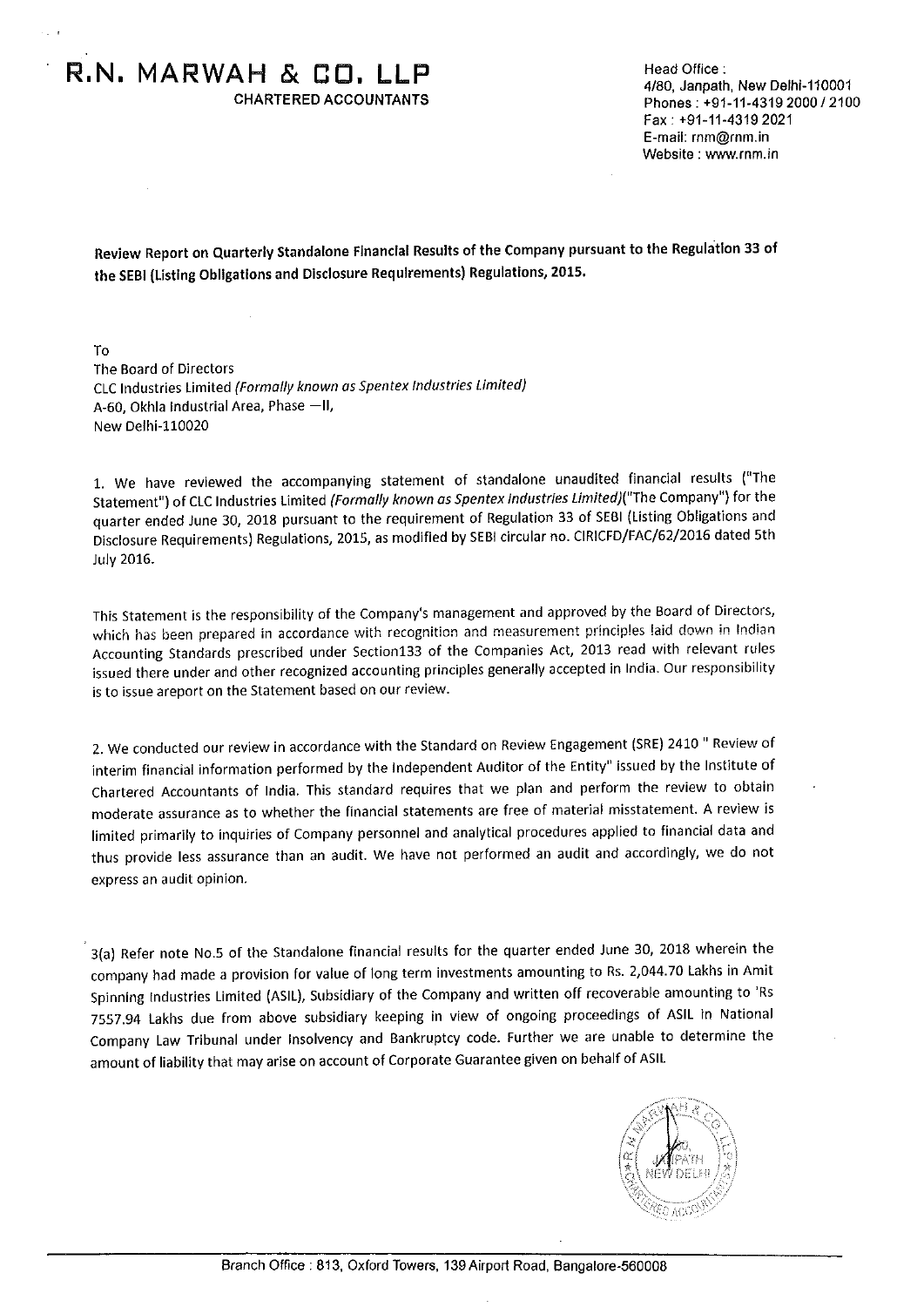# R.N. MARWAH & CO. LLP

CHARTERED ACCOUNTANTS

Head Office :
4/80, Janpath, New Delhi-110001
Phones : +91-11-4319 2000 / 2100
Fax : +91-11-4319 2021
E-mail: rnm@rnm.in
Website : www.rnm.in

**Review Report on Quarterly Standalone Financial Results of the Company pursuant to the Regulation 33 of the SEBI (Listing Obligations and Disclosure Requirements) Regulations, 2015.**

To
The Board of Directors
CLC Industries Limited *(Formally known as Spentex Industries Limited)*
A-60, Okhla Industrial Area, Phase —II,
New Delhi-110020

1. We have reviewed the accompanying statement of standalone unaudited financial results ("The Statement") of CLC Industries Limited *(Formally known as Spentex Industries Limited)*("The Company") for the quarter ended June 30, 2018 pursuant to the requirement of Regulation 33 of SEBI (Listing Obligations and Disclosure Requirements) Regulations, 2015, as modified by SEBI circular no. CIRICFD/FAC/62/2016 dated 5th July 2016.

This Statement is the responsibility of the Company's management and approved by the Board of Directors, which has been prepared in accordance with recognition and measurement principles laid down in Indian Accounting Standards prescribed under Section133 of the Companies Act, 2013 read with relevant rules issued there under and other recognized accounting principles generally accepted in India. Our responsibility is to issue areport on the Statement based on our review.

2. We conducted our review in accordance with the Standard on Review Engagement (SRE) 2410 " Review of interim financial information performed by the Independent Auditor of the Entity" issued by the Institute of Chartered Accountants of India. This standard requires that we plan and perform the review to obtain moderate assurance as to whether the financial statements are free of material misstatement. A review is limited primarily to inquiries of Company personnel and analytical procedures applied to financial data and thus provide less assurance than an audit. We have not performed an audit and accordingly, we do not express an audit opinion.

3(a) Refer note No.5 of the Standalone financial results for the quarter ended June 30, 2018 wherein the company had made a provision for value of long term investments amounting to Rs. 2,044.70 Lakhs in Amit Spinning Industries Limited (ASIL), Subsidiary of the Company and written off recoverable amounting to 'Rs 7557.94 Lakhs due from above subsidiary keeping in view of ongoing proceedings of ASIL in National Company Law Tribunal under Insolvency and Bankruptcy code. Further we are unable to determine the amount of liability that may arise on account of Corporate Guarantee given on behalf of ASIL

Branch Office : 813, Oxford Towers, 139 Airport Road, Bangalore-560008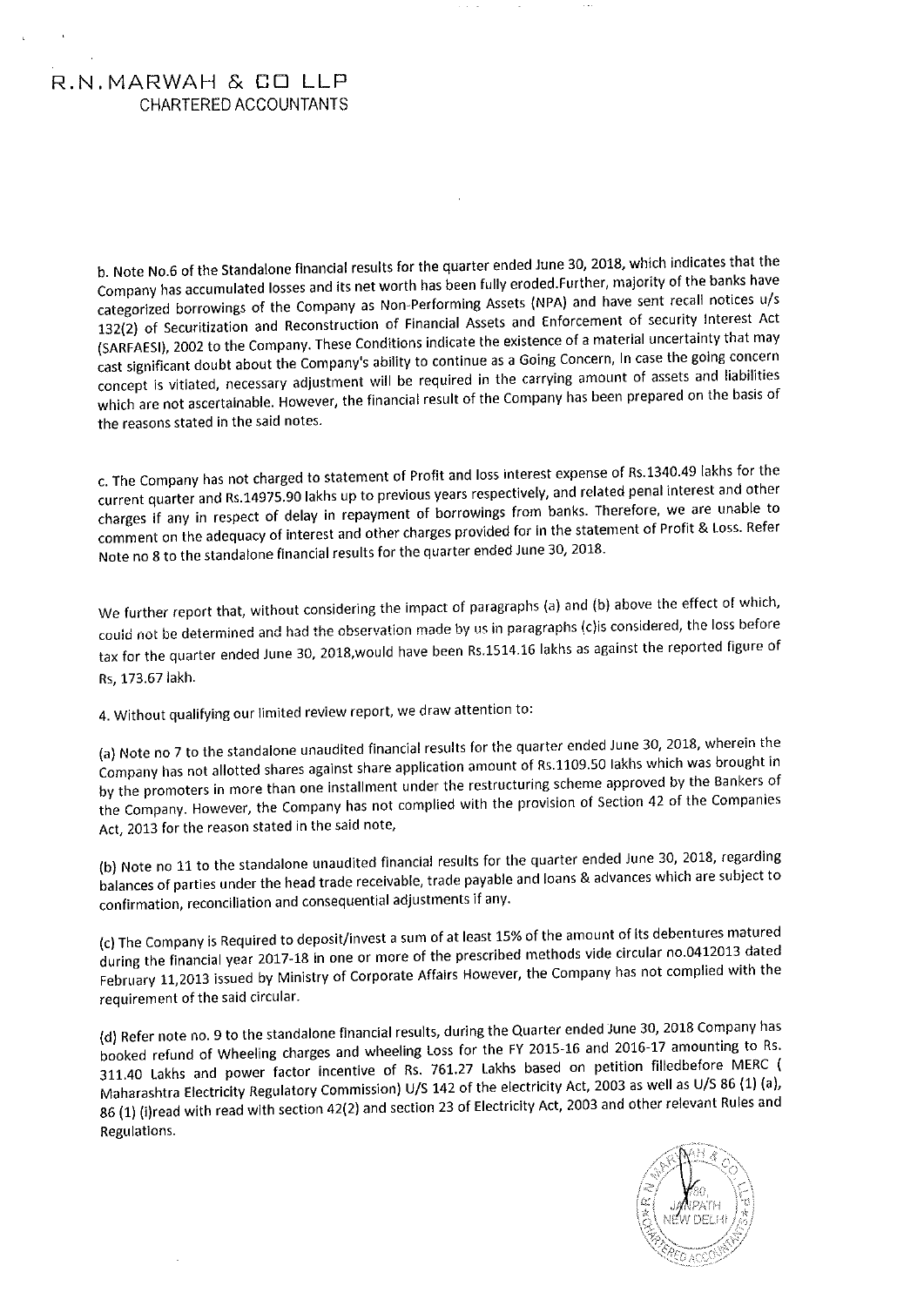b. Note No.6 of the Standalone financial results for the quarter ended June 30, 2018, which indicates that the Company has accumulated losses and its net worth has been fully eroded.Further, majority of the banks have categorized borrowings of the Company as Non-Performing Assets (NPA) and have sent recall notices u/s 132(2) of Securitization and Reconstruction of Financial Assets and Enforcement of security Interest Act (SARFAESI), 2002 to the Company. These Conditions indicate the existence of a material uncertainty that may cast significant doubt about the Company's ability to continue as a Going Concern, In case the going concern concept is vitiated, necessary adjustment will be required in the carrying amount of assets and liabilities which are not ascertainable. However, the financial result of the Company has been prepared on the basis of the reasons stated in the said notes.

c. The Company has not charged to statement of Profit and loss interest expense of Rs.1340.49 lakhs for the current quarter and Rs.14975.90 lakhs up to previous years respectively, and related penal interest and other charges if any in respect of delay in repayment of borrowings from banks. Therefore, we are unable to comment on the adequacy of interest and other charges provided for in the statement of Profit & Loss. Refer Note no 8 to the standalone financial results for the quarter ended June 30, 2018.

We further report that, without considering the impact of paragraphs (a) and (b) above the effect of which, could not be determined and had the observation made by us in paragraphs (c)is considered, the loss before tax for the quarter ended June 30, 2018,would have been Rs.1514.16 lakhs as against the reported figure of Rs, 173.67 lakh.

4. Without qualifying our limited review report, we draw attention to:

(a) Note no 7 to the standalone unaudited financial results for the quarter ended June 30, 2018, wherein the Company has not allotted shares against share application amount of Rs.1109.50 lakhs which was brought in by the promoters in more than one installment under the restructuring scheme approved by the Bankers of the Company. However, the Company has not complied with the provision of Section 42 of the Companies Act, 2013 for the reason stated in the said note,

(b) Note no 11 to the standalone unaudited financial results for the quarter ended June 30, 2018, regarding balances of parties under the head trade receivable, trade payable and loans & advances which are subject to confirmation, reconciliation and consequential adjustments if any.

(c) The Company is Required to deposit/invest a sum of at least 15% of the amount of its debentures matured during the financial year 2017-18 in one or more of the prescribed methods vide circular no.0412013 dated February 11,2013 issued by Ministry of Corporate Affairs However, the Company has not complied with the requirement of the said circular.

(d) Refer note no. 9 to the standalone financial results, during the Quarter ended June 30, 2018 Company has booked refund of Wheeling charges and wheeling Loss for the FY 2015-16 and 2016-17 amounting to Rs. 311.40 Lakhs and power factor incentive of Rs. 761.27 Lakhs based on petition filledbefore MERC ( Maharashtra Electricity Regulatory Commission) U/S 142 of the electricity Act, 2003 as well as U/S 86 (1) (a), 86 (1) (i)read with read with section 42(2) and section 23 of Electricity Act, 2003 and other relevant Rules and Regulations.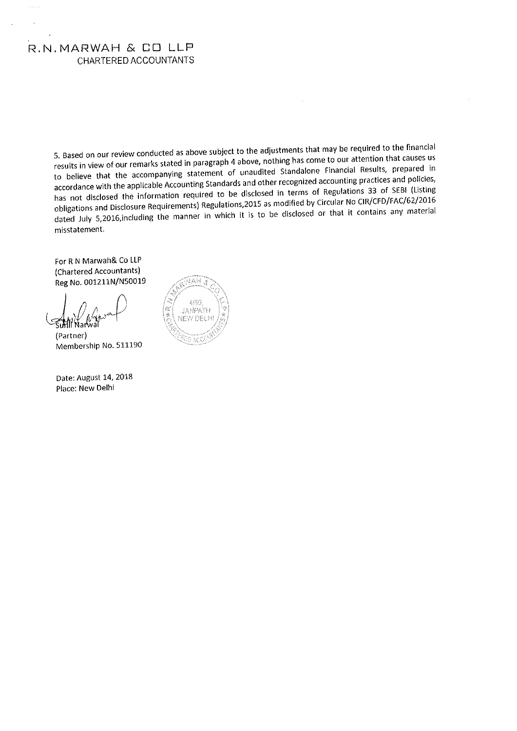R.N.MARWAH & CO LLP
CHARTERED ACCOUNTANTS

5. Based on our review conducted as above subject to the adjustments that may be required to the financial results in view of our remarks stated in paragraph 4 above, nothing has come to our attention that causes us to believe that the accompanying statement of unaudited Standalone Financial Results, prepared in accordance with the applicable Accounting Standards and other recognized accounting practices and policies, has not disclosed the information required to be disclosed in terms of Regulations 33 of SEBI (Listing obligations and Disclosure Requirements) Regulations,2015 as modified by Circular No CIR/CFD/FAC/62/2016 dated July 5,2016,including the manner in which it is to be disclosed or that it contains any material misstatement.

For R N Marwah& Co LLP
(Chartered Accountants)
Reg No. 001211N/N50019

Sunil Narwal
(Partner)
Membership No. 511190

Date: August 14, 2018
Place: New Delhi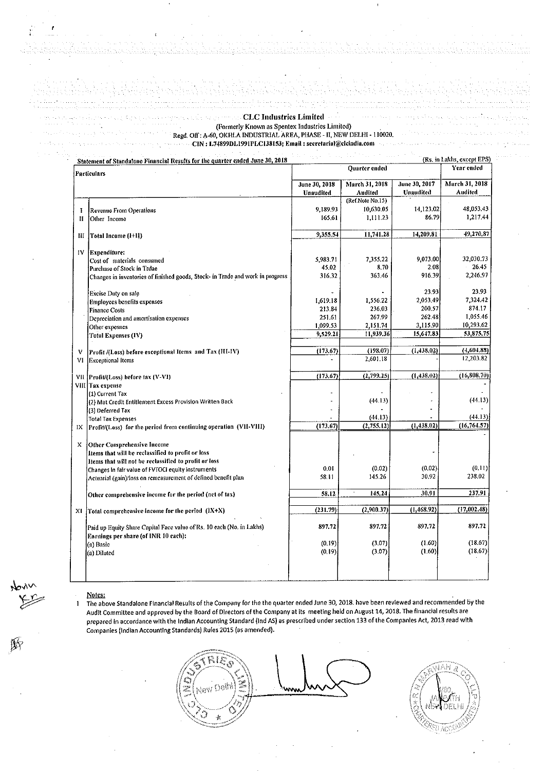**CLC Industries Limited**

(Formerly Known as Spentex Industries Limited)

Regd. Off : A-60, OKHLA INDUSTRIAL AREA, PHASE - II, NEW DELHI - 110020.

CIN : L74899DL1991PLC138153; Email : secretarial@clcindia.com

**Statement of Standalone Financial Results for the quarter ended June 30, 2018** (Rs. in Lakhs, except EPS)

| | Particulars | Quarter ended | | | Year ended |
|---|---|---|---|---|---|
| | | June 30, 2018 Unaudited | March 31, 2018 Audited (Ref.Note No.15) | June 30, 2017 Unaudited | March 31, 2018 Audited |
| I | Revenue From Operations | 9,189.93 | 10,630.05 | 14,123.02 | 48,053.43 |
| II | Other Income | 165.61 | 1,111.23 | 86.79 | 1,217.44 |
| III | Total Income (I+II) | 9,355.54 | 11,741.28 | 14,209.81 | 49,270.87 |
| IV | Expenditure: | | | | |
| | Cost of materials consumed | 5,983.71 | 7,355.22 | 9,073.00 | 32,030.73 |
| | Purchase of Stock in Trdae | 45.02 | 8.70 | 2.08 | 26.45 |
| | Changes in inventories of finished goods, Stock- in Trade and work in progress | 316.32 | 363.46 | 916.39 | 2,246.97 |
| | Excise Duty on sale | - | - | 23.93 | 23.93 |
| | Employees benefits expenses | 1,619.18 | 1,556.22 | 2,053.49 | 7,324.42 |
| | Finance Costs | 213.84 | 236.03 | 200.57 | 874.17 |
| | Depreciation and amortisation expenses | 251.61 | 267.99 | 262.48 | 1,055.46 |
| | Other expesnes | 1,099.53 | 2,151.74 | 3,115.90 | 10,293.62 |
| | Total Expenses (IV) | 9,529.21 | 11,939.36 | 15,647.83 | 53,875.75 |
| V | Profit /(Loss) before exceptional Items and Tax (III-IV) | (173.67) | (198.07) | (1,438.02) | (4,604.88) |
| VI | Exceptional Items | - | 2,601.18 | | 12,203.82 |
| VII | Profit/(Loss) before tax (V-VI) | (173.67) | (2,799.25) | (1,438.02) | (16,808.70) |
| VIII | Tax expense | | | | - |
| | (1) Current Tax | - | - | - | - |
| | (2) Mat Credit Entitlement Excess Provision Written Back | - | (44.13) | - | (44.13) |
| | (3) Deferred Tax | - | - | - | - |
| | Total Tax Expenses | - | (44.13) | - | (44.13) |
| IX | Profit/(Loss) for the period from continuing operation (VII-VIII) | (173.67) | (2,755.12) | (1,438.02) | (16,764.57) |
| X | Other Comprehensive Income | | | | - |
| | Items that will be reclassified to profit or loss | | | - | |
| | Items that will not be reclassified to profit or loss | | | | |
| | Changes in fair value of FVTOCI equity instruments | 0.01 | (0.02) | (0.02) | (0.11) |
| | Actuarial (gain)/loss on remeasurement of defined benefit plan | 58.11 | 145.26 | 30.92 | 238.02 |
| | Other comprehensive income for the period (net of tax) | 58.12 | 145.24 | 30.91 | 237.91 |
| XI | Total comprehensive income for the period (IX+X) | (231.79) | (2,900.37) | (1,468.92) | (17,002.48) |
| | Paid up Equity Share Capital Face value of Rs. 10 each (No. in Lakhs) | 897.72 | 897.72 | 897.72 | 897.72 |
| | Earnings per share (of INR 10 each): | | | | |
| | (a) Basic | (0.19) | (3.07) | (1.60) | (18.67) |
| | (a) Diluted | (0.19) | (3.07) | (1.60) | (18.67) |

**Notes:**

1 The above Standalone Financial Results of the Company for the the quarter ended June 30, 2018. have been reviewed and recommended by the Audit Committee and approved by the Board of Directors of the Company at its meeting held on August 14, 2018. The financial results are prepared in accordance with the Indian Accounting Standard (Ind AS) as prescribed under section 133 of the Companies Act, 2013 read with Companies (Indian Accounting Standards) Rules 2015 (as amended).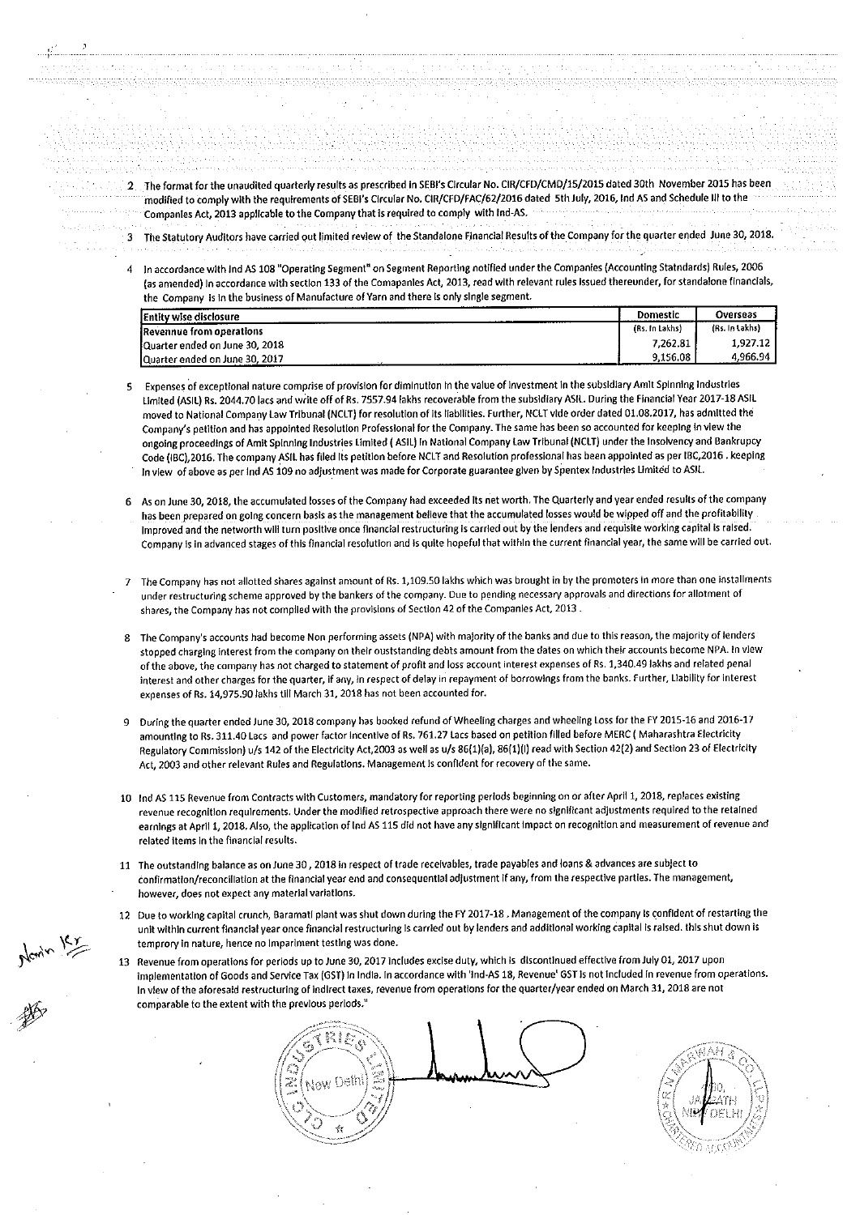2 The format for the unaudited quarterly results as prescribed in SEBI's Circular No. CIR/CFD/CMD/15/2015 dated 30th November 2015 has been modified to comply with the requirements of SEBI's Circular No. CIR/CFD/FAC/62/2016 dated 5th July, 2016, Ind AS and Schedule III to the Companies Act, 2013 applicable to the Company that is required to comply with Ind-AS.

3 The Statutory Auditors have carried out limited review of the Standalone Financial Results of the Company for the quarter ended June 30, 2018.

4 In accordance with Ind AS 108 "Operating Segment" on Segment Reporting notified under the Companies (Accounting Statndards) Rules, 2006 (as amended) in accordance with section 133 of the Comapanies Act, 2013, read with relevant rules issued thereunder, for standalone financials, the Company is in the business of Manufacture of Yarn and there is only single segment.

| Entity wise disclosure | Domestic | Overseas |
|---|---|---|
| Revennue from operations | (Rs. In Lakhs) | (Rs. In Lakhs) |
| Quarter ended on June 30, 2018 | 7,262.81 | 1,927.12 |
| Quarter ended on June 30, 2017 | 9,156.08 | 4,966.94 |

5 Expenses of exceptional nature comprise of provision for diminution in the value of investment in the subsidiary Amit Spinning Industries Limited (ASIL) Rs. 2044.70 lacs and write off of Rs. 7557.94 lakhs recoverable from the subsidiary ASIL. During the Financial Year 2017-18 ASIL moved to National Company Law Tribunal (NCLT) for resolution of its liabilities. Further, NCLT vide order dated 01.08.2017, has admitted the Company's petition and has appointed Resolution Professional for the Company. The same has been so accounted for keeping in view the ongoing proceedings of Amit Spinning Industries Limited ( ASIL) in National Company Law Tribunal (NCLT) under the Insolvency and Bankrupcy Code (IBC),2016. The company ASIL has filed its petition before NCLT and Resolution professional has been appointed as per IBC,2016 . keeping in view of above as per Ind AS 109 no adjustment was made for Corporate guarantee given by Spentex Industries Limited to ASIL.

6 As on June 30, 2018, the accumulated losses of the Company had exceeded its net worth. The Quarterly and year ended results of the company has been prepared on going concern basis as the management believe that the accumulated losses would be wipped off and the profitability improved and the networth will turn positive once financial restructuring is carried out by the lenders and requisite working capital is raised. Company is in advanced stages of this financial resolution and is quite hopeful that within the current financial year, the same will be carried out.

7 The Company has not allotted shares against amount of Rs. 1,109.50 lakhs which was brought in by the promoters in more than one installments under restructuring scheme approved by the bankers of the company. Due to pending necessary approvals and directions for allotment of shares, the Company has not complied with the provisions of Section 42 of the Companies Act, 2013 .

8 The Company's accounts had become Non performing assets (NPA) with majority of the banks and due to this reason, the majority of lenders stopped charging interest from the company on their ouststanding debts amount from the dates on which their accounts become NPA. In view of the above, the company has not charged to statement of profit and loss account interest expenses of Rs. 1,340.49 lakhs and related penal interest and other charges for the quarter, if any, in respect of delay in repayment of borrowings from the banks. Further, Liability for interest expenses of Rs. 14,975.90 lakhs till March 31, 2018 has not been accounted for.

9 During the quarter ended June 30, 2018 company has booked refund of Wheeling charges and wheeling Loss for the FY 2015-16 and 2016-17 amounting to Rs. 311.40 Lacs and power factor incentive of Rs. 761.27 Lacs based on petition filed before MERC ( Maharashtra Electricity Regulatory Commission) u/s 142 of the Electricity Act,2003 as well as u/s 86(1)(a), 86(1)(I) read with Section 42(2) and Section 23 of Electricity Act, 2003 and other relevant Rules and Regulations. Management is confident for recovery of the same.

10 Ind AS 115 Revenue from Contracts with Customers, mandatory for reporting periods beginning on or after April 1, 2018, replaces existing revenue recognition requirements. Under the modified retrospective approach there were no significant adjustments required to the retained earnings at April 1, 2018. Also, the application of Ind AS 115 did not have any significant impact on recognition and measurement of revenue and related items in the financial results.

11 The outstanding balance as on June 30 , 2018 in respect of trade receivables, trade payables and loans & advances are subject to confirmation/reconciliation at the financial year end and consequential adjustment if any, from the respective parties. The management, however, does not expect any material variations.

12 Due to working capital crunch, Baramati plant was shut down during the FY 2017-18 . Management of the company is confident of restarting the unit within current financial year once financial restructuring is carried out by lenders and additional working capital is raised. this shut down is temprory in nature, hence no impariment testing was done.

13 Revenue from operations for periods up to June 30, 2017 includes excise duty, which is discontinued effective from July 01, 2017 upon implementation of Goods and Service Tax (GST) in India. In accordance with 'Ind-AS 18, Revenue' GST is not included in revenue from operations. In view of the aforesaid restructuring of indirect taxes, revenue from operations for the quarter/year ended on March 31, 2018 are not comparable to the extent with the previous periods."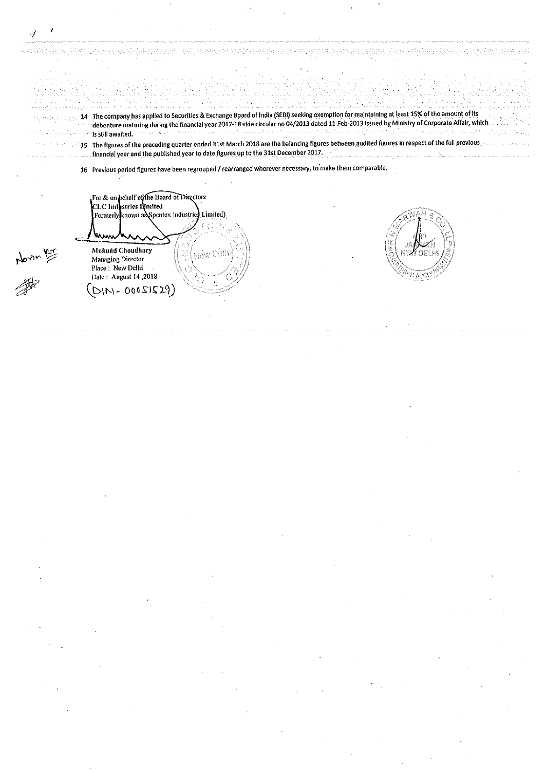14 The company has applied to Securities & Exchange Board of India (SEBI) seeking exemption for maintaining at least 15% of the amount of its debenture maturing during the financial year 2017-18 vide circular no 04/2013 dated 11-Feb-2013 issued by Ministry of Corporate Affair, which is still awaited.

15 The figures of the preceding quarter ended 31st March 2018 are the balancing figures between audited figures in respect of the full previous financial year and the published year to date figures up to the 31st December 2017.

16 Previous period figures have been regrouped / rearranged wherever necessary, to make them comparable.

For & on behalf of the Board of Directors
CLC Industries Limited
(Formerly known as Spentex Industries Limited)

Mukund Choudhary
Managing Director
Place : New Delhi
Date : August 14 ,2018
(DIN - 00051529)